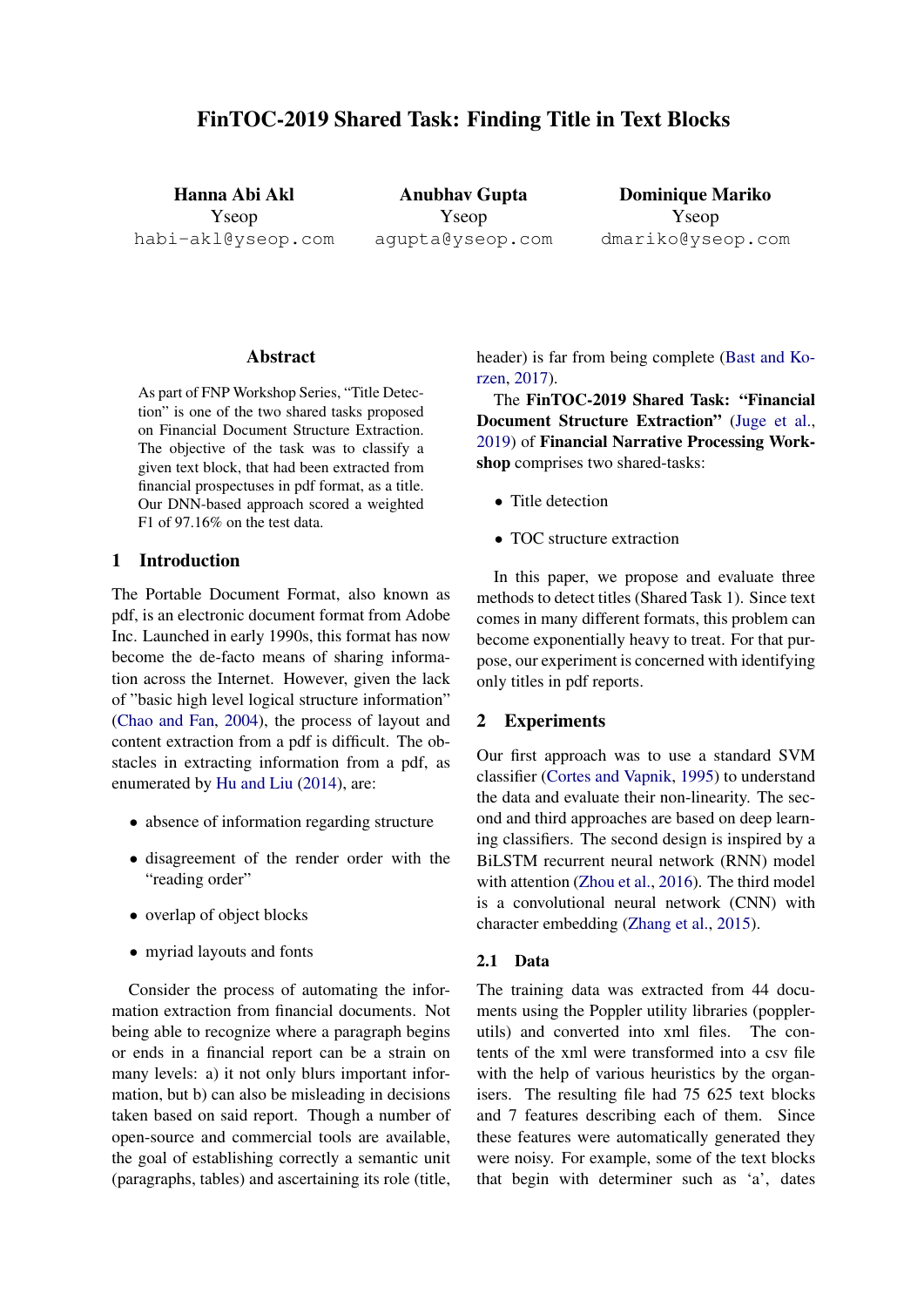# FinTOC-2019 Shared Task: Finding Title in Text Blocks

**Hanna Abi Akl**
Yseop
habi-akl@yseop.com

**Anubhav Gupta**
Yseop
agupta@yseop.com

**Dominique Mariko**
Yseop
dmariko@yseop.com

## Abstract

As part of FNP Workshop Series, "Title Detection" is one of the two shared tasks proposed on Financial Document Structure Extraction. The objective of the task was to classify a given text block, that had been extracted from financial prospectuses in pdf format, as a title. Our DNN-based approach scored a weighted F1 of 97.16% on the test data.

## 1 Introduction

The Portable Document Format, also known as pdf, is an electronic document format from Adobe Inc. Launched in early 1990s, this format has now become the de-facto means of sharing information across the Internet. However, given the lack of "basic high level logical structure information" (Chao and Fan, 2004), the process of layout and content extraction from a pdf is difficult. The obstacles in extracting information from a pdf, as enumerated by Hu and Liu (2014), are:

- absence of information regarding structure
- disagreement of the render order with the "reading order"
- overlap of object blocks
- myriad layouts and fonts

Consider the process of automating the information extraction from financial documents. Not being able to recognize where a paragraph begins or ends in a financial report can be a strain on many levels: a) it not only blurs important information, but b) can also be misleading in decisions taken based on said report. Though a number of open-source and commercial tools are available, the goal of establishing correctly a semantic unit (paragraphs, tables) and ascertaining its role (title, header) is far from being complete (Bast and Korzen, 2017).

The **FinTOC-2019 Shared Task: "Financial Document Structure Extraction"** (Juge et al., 2019) of **Financial Narrative Processing Workshop** comprises two shared-tasks:

- Title detection
- TOC structure extraction

In this paper, we propose and evaluate three methods to detect titles (Shared Task 1). Since text comes in many different formats, this problem can become exponentially heavy to treat. For that purpose, our experiment is concerned with identifying only titles in pdf reports.

## 2 Experiments

Our first approach was to use a standard SVM classifier (Cortes and Vapnik, 1995) to understand the data and evaluate their non-linearity. The second and third approaches are based on deep learning classifiers. The second design is inspired by a BiLSTM recurrent neural network (RNN) model with attention (Zhou et al., 2016). The third model is a convolutional neural network (CNN) with character embedding (Zhang et al., 2015).

### 2.1 Data

The training data was extracted from 44 documents using the Poppler utility libraries (poppler-utils) and converted into xml files. The contents of the xml were transformed into a csv file with the help of various heuristics by the organisers. The resulting file had 75 625 text blocks and 7 features describing each of them. Since these features were automatically generated they were noisy. For example, some of the text blocks that begin with determiner such as 'a', dates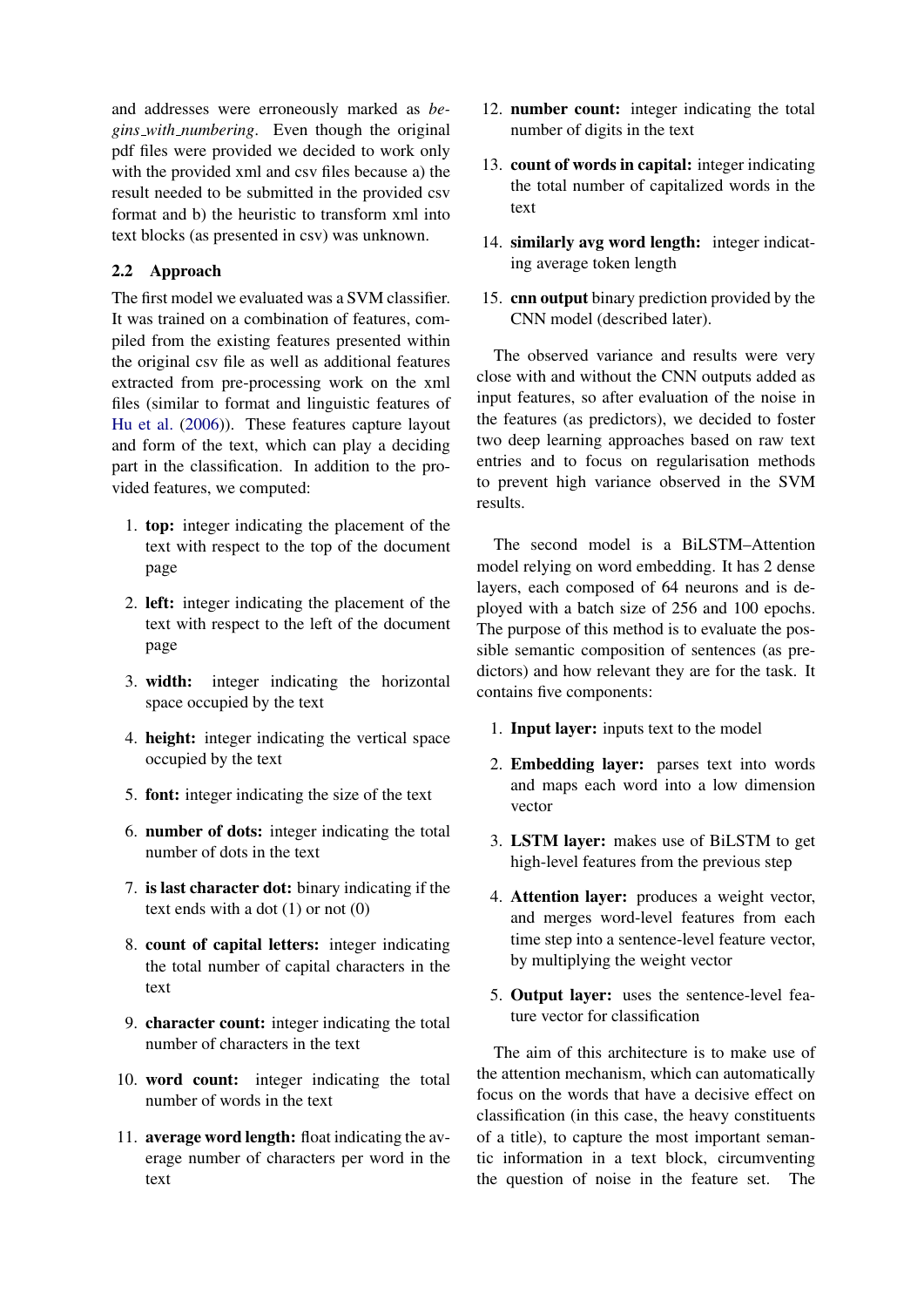and addresses were erroneously marked as *begins_with_numbering*. Even though the original pdf files were provided we decided to work only with the provided xml and csv files because a) the result needed to be submitted in the provided csv format and b) the heuristic to transform xml into text blocks (as presented in csv) was unknown.

### 2.2 Approach

The first model we evaluated was a SVM classifier. It was trained on a combination of features, compiled from the existing features presented within the original csv file as well as additional features extracted from pre-processing work on the xml files (similar to format and linguistic features of Hu et al. (2006)). These features capture layout and form of the text, which can play a deciding part in the classification. In addition to the provided features, we computed:

1. **top:** integer indicating the placement of the text with respect to the top of the document page
2. **left:** integer indicating the placement of the text with respect to the left of the document page
3. **width:** integer indicating the horizontal space occupied by the text
4. **height:** integer indicating the vertical space occupied by the text
5. **font:** integer indicating the size of the text
6. **number of dots:** integer indicating the total number of dots in the text
7. **is last character dot:** binary indicating if the text ends with a dot (1) or not (0)
8. **count of capital letters:** integer indicating the total number of capital characters in the text
9. **character count:** integer indicating the total number of characters in the text
10. **word count:** integer indicating the total number of words in the text
11. **average word length:** float indicating the average number of characters per word in the text
12. **number count:** integer indicating the total number of digits in the text
13. **count of words in capital:** integer indicating the total number of capitalized words in the text
14. **similarly avg word length:** integer indicating average token length
15. **cnn output** binary prediction provided by the CNN model (described later).

The observed variance and results were very close with and without the CNN outputs added as input features, so after evaluation of the noise in the features (as predictors), we decided to foster two deep learning approaches based on raw text entries and to focus on regularisation methods to prevent high variance observed in the SVM results.

The second model is a BiLSTM–Attention model relying on word embedding. It has 2 dense layers, each composed of 64 neurons and is deployed with a batch size of 256 and 100 epochs. The purpose of this method is to evaluate the possible semantic composition of sentences (as predictors) and how relevant they are for the task. It contains five components:

1. **Input layer:** inputs text to the model
2. **Embedding layer:** parses text into words and maps each word into a low dimension vector
3. **LSTM layer:** makes use of BiLSTM to get high-level features from the previous step
4. **Attention layer:** produces a weight vector, and merges word-level features from each time step into a sentence-level feature vector, by multiplying the weight vector
5. **Output layer:** uses the sentence-level feature vector for classification

The aim of this architecture is to make use of the attention mechanism, which can automatically focus on the words that have a decisive effect on classification (in this case, the heavy constituents of a title), to capture the most important semantic information in a text block, circumventing the question of noise in the feature set. The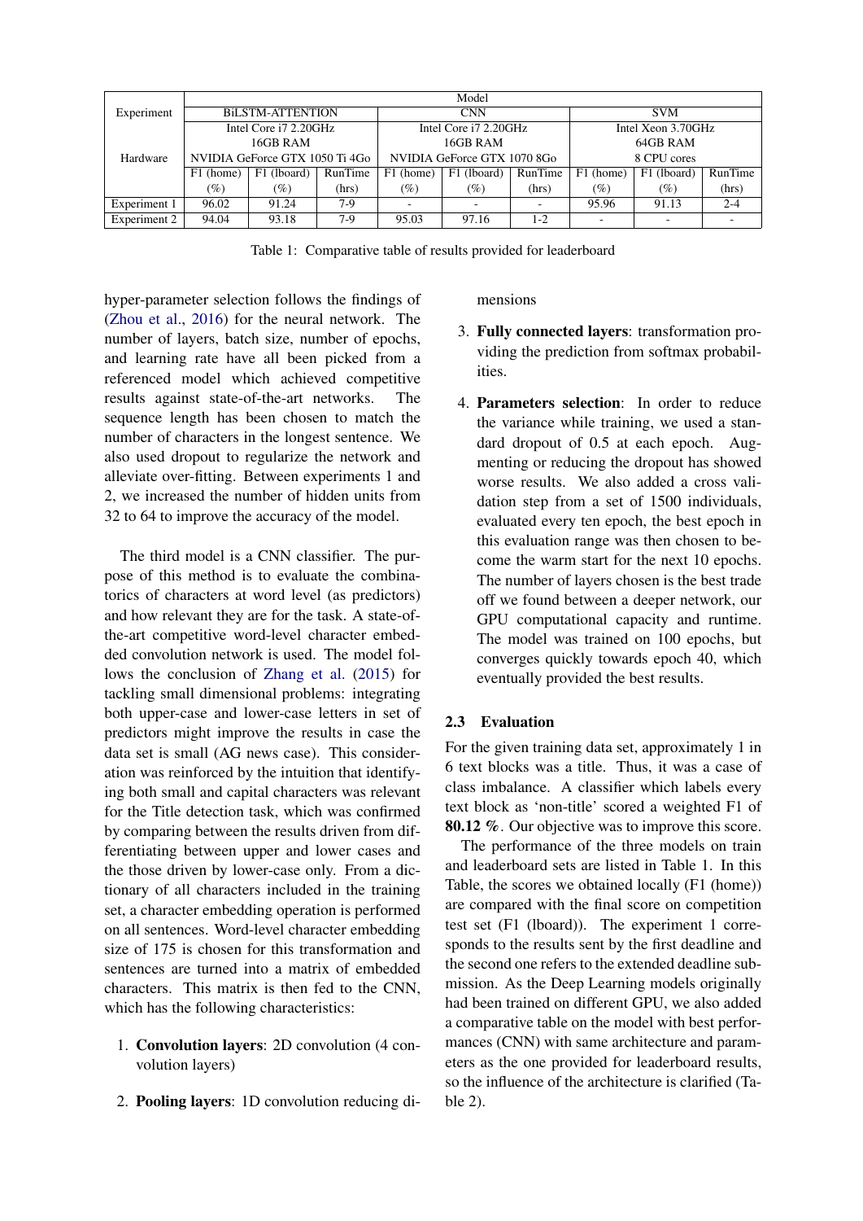| Experiment | Model | | | | | | | | |
|---|---|---|---|---|---|---|---|---|---|
| | BiLSTM-ATTENTION | | | CNN | | | SVM | | |
| Hardware | Intel Core i7 2.20GHz 16GB RAM NVIDIA GeForce GTX 1050 Ti 4Go | | | Intel Core i7 2.20GHz 16GB RAM NVIDIA GeForce GTX 1070 8Go | | | Intel Xeon 3.70GHz 64GB RAM 8 CPU cores | | |
| | F1 (home) (%) | F1 (lboard) (%) | RunTime (hrs) | F1 (home) (%) | F1 (lboard) (%) | RunTime (hrs) | F1 (home) (%) | F1 (lboard) (%) | RunTime (hrs) |
| Experiment 1 | 96.02 | 91.24 | 7-9 | - | - | - | 95.96 | 91.13 | 2-4 |
| Experiment 2 | 94.04 | 93.18 | 7-9 | 95.03 | 97.16 | 1-2 | - | - | - |

Table 1: Comparative table of results provided for leaderboard

hyper-parameter selection follows the findings of (Zhou et al., 2016) for the neural network. The number of layers, batch size, number of epochs, and learning rate have all been picked from a referenced model which achieved competitive results against state-of-the-art networks. The sequence length has been chosen to match the number of characters in the longest sentence. We also used dropout to regularize the network and alleviate over-fitting. Between experiments 1 and 2, we increased the number of hidden units from 32 to 64 to improve the accuracy of the model.

The third model is a CNN classifier. The purpose of this method is to evaluate the combinatorics of characters at word level (as predictors) and how relevant they are for the task. A state-of-the-art competitive word-level character embedded convolution network is used. The model follows the conclusion of Zhang et al. (2015) for tackling small dimensional problems: integrating both upper-case and lower-case letters in set of predictors might improve the results in case the data set is small (AG news case). This consideration was reinforced by the intuition that identifying both small and capital characters was relevant for the Title detection task, which was confirmed by comparing between the results driven from differentiating between upper and lower cases and the those driven by lower-case only. From a dictionary of all characters included in the training set, a character embedding operation is performed on all sentences. Word-level character embedding size of 175 is chosen for this transformation and sentences are turned into a matrix of embedded characters. This matrix is then fed to the CNN, which has the following characteristics:

1. **Convolution layers**: 2D convolution (4 convolution layers)
2. **Pooling layers**: 1D convolution reducing dimensions
3. **Fully connected layers**: transformation providing the prediction from softmax probabilities.
4. **Parameters selection**: In order to reduce the variance while training, we used a standard dropout of 0.5 at each epoch. Augmenting or reducing the dropout has showed worse results. We also added a cross validation step from a set of 1500 individuals, evaluated every ten epoch, the best epoch in this evaluation range was then chosen to become the warm start for the next 10 epochs. The number of layers chosen is the best trade off we found between a deeper network, our GPU computational capacity and runtime. The model was trained on 100 epochs, but converges quickly towards epoch 40, which eventually provided the best results.

### 2.3 Evaluation

For the given training data set, approximately 1 in 6 text blocks was a title. Thus, it was a case of class imbalance. A classifier which labels every text block as 'non-title' scored a weighted F1 of **80.12 %**. Our objective was to improve this score.

The performance of the three models on train and leaderboard sets are listed in Table 1. In this Table, the scores we obtained locally (F1 (home)) are compared with the final score on competition test set (F1 (lboard)). The experiment 1 corresponds to the results sent by the first deadline and the second one refers to the extended deadline submission. As the Deep Learning models originally had been trained on different GPU, we also added a comparative table on the model with best performances (CNN) with same architecture and parameters as the one provided for leaderboard results, so the influence of the architecture is clarified (Table 2).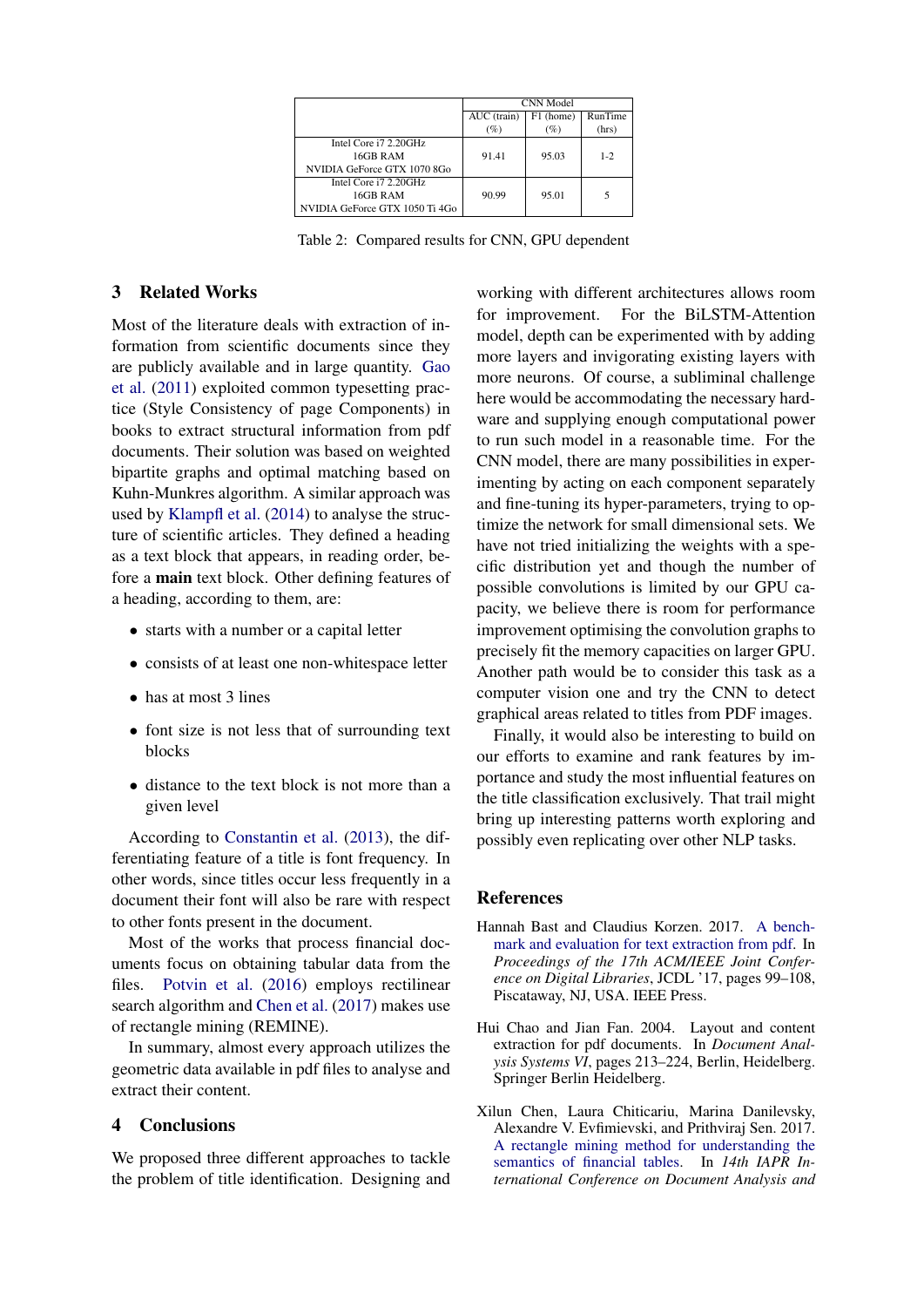| | CNN Model | | |
|---|---|---|---|
| | AUC (train) (%) | F1 (home) (%) | RunTime (hrs) |
| Intel Core i7 2.20GHz 16GB RAM NVIDIA GeForce GTX 1070 8Go | 91.41 | 95.03 | 1-2 |
| Intel Core i7 2.20GHz 16GB RAM NVIDIA GeForce GTX 1050 Ti 4Go | 90.99 | 95.01 | 5 |

Table 2: Compared results for CNN, GPU dependent

## 3 Related Works

Most of the literature deals with extraction of information from scientific documents since they are publicly available and in large quantity. Gao et al. (2011) exploited common typesetting practice (Style Consistency of page Components) in books to extract structural information from pdf documents. Their solution was based on weighted bipartite graphs and optimal matching based on Kuhn-Munkres algorithm. A similar approach was used by Klampfl et al. (2014) to analyse the structure of scientific articles. They defined a heading as a text block that appears, in reading order, before a **main** text block. Other defining features of a heading, according to them, are:

- starts with a number or a capital letter
- consists of at least one non-whitespace letter
- has at most 3 lines
- font size is not less that of surrounding text blocks
- distance to the text block is not more than a given level

According to Constantin et al. (2013), the differentiating feature of a title is font frequency. In other words, since titles occur less frequently in a document their font will also be rare with respect to other fonts present in the document.

Most of the works that process financial documents focus on obtaining tabular data from the files. Potvin et al. (2016) employs rectilinear search algorithm and Chen et al. (2017) makes use of rectangle mining (REMINE).

In summary, almost every approach utilizes the geometric data available in pdf files to analyse and extract their content.

## 4 Conclusions

We proposed three different approaches to tackle the problem of title identification. Designing and working with different architectures allows room for improvement. For the BiLSTM-Attention model, depth can be experimented with by adding more layers and invigorating existing layers with more neurons. Of course, a subliminal challenge here would be accommodating the necessary hardware and supplying enough computational power to run such model in a reasonable time. For the CNN model, there are many possibilities in experimenting by acting on each component separately and fine-tuning its hyper-parameters, trying to optimize the network for small dimensional sets. We have not tried initializing the weights with a specific distribution yet and though the number of possible convolutions is limited by our GPU capacity, we believe there is room for performance improvement optimising the convolution graphs to precisely fit the memory capacities on larger GPU. Another path would be to consider this task as a computer vision one and try the CNN to detect graphical areas related to titles from PDF images.

Finally, it would also be interesting to build on our efforts to examine and rank features by importance and study the most influential features on the title classification exclusively. That trail might bring up interesting patterns worth exploring and possibly even replicating over other NLP tasks.

## References

Hannah Bast and Claudius Korzen. 2017. A benchmark and evaluation for text extraction from pdf. In *Proceedings of the 17th ACM/IEEE Joint Conference on Digital Libraries*, JCDL '17, pages 99–108, Piscataway, NJ, USA. IEEE Press.

Hui Chao and Jian Fan. 2004. Layout and content extraction for pdf documents. In *Document Analysis Systems VI*, pages 213–224, Berlin, Heidelberg. Springer Berlin Heidelberg.

Xilun Chen, Laura Chiticariu, Marina Danilevsky, Alexandre V. Evfimievski, and Prithviraj Sen. 2017. A rectangle mining method for understanding the semantics of financial tables. In *14th IAPR International Conference on Document Analysis and*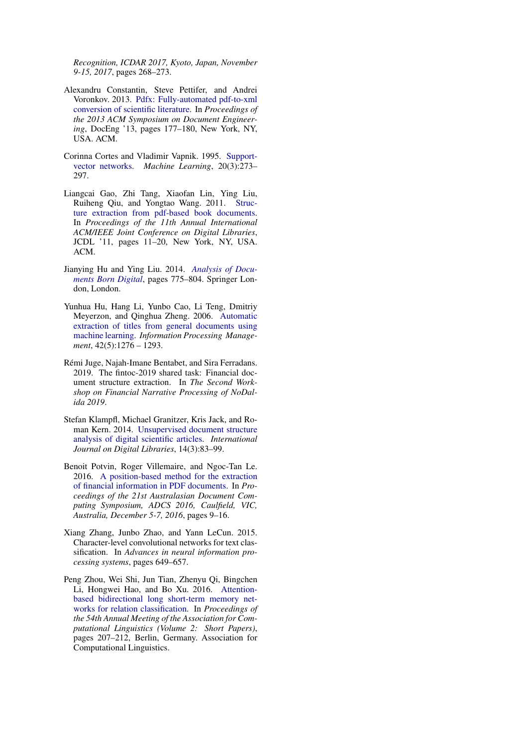*Recognition, ICDAR 2017, Kyoto, Japan, November 9-15, 2017*, pages 268–273.

Alexandru Constantin, Steve Pettifer, and Andrei Voronkov. 2013. Pdfx: Fully-automated pdf-to-xml conversion of scientific literature. In *Proceedings of the 2013 ACM Symposium on Document Engineering*, DocEng '13, pages 177–180, New York, NY, USA. ACM.

Corinna Cortes and Vladimir Vapnik. 1995. Support-vector networks. *Machine Learning*, 20(3):273–297.

Liangcai Gao, Zhi Tang, Xiaofan Lin, Ying Liu, Ruiheng Qiu, and Yongtao Wang. 2011. Structure extraction from pdf-based book documents. In *Proceedings of the 11th Annual International ACM/IEEE Joint Conference on Digital Libraries*, JCDL '11, pages 11–20, New York, NY, USA. ACM.

Jianying Hu and Ying Liu. 2014. *Analysis of Documents Born Digital*, pages 775–804. Springer London, London.

Yunhua Hu, Hang Li, Yunbo Cao, Li Teng, Dmitriy Meyerzon, and Qinghua Zheng. 2006. Automatic extraction of titles from general documents using machine learning. *Information Processing Management*, 42(5):1276 – 1293.

Rémi Juge, Najah-Imane Bentabet, and Sira Ferradans. 2019. The fintoc-2019 shared task: Financial document structure extraction. In *The Second Workshop on Financial Narrative Processing of NoDalida 2019*.

Stefan Klampfl, Michael Granitzer, Kris Jack, and Roman Kern. 2014. Unsupervised document structure analysis of digital scientific articles. *International Journal on Digital Libraries*, 14(3):83–99.

Benoit Potvin, Roger Villemaire, and Ngoc-Tan Le. 2016. A position-based method for the extraction of financial information in PDF documents. In *Proceedings of the 21st Australasian Document Computing Symposium, ADCS 2016, Caulfield, VIC, Australia, December 5-7, 2016*, pages 9–16.

Xiang Zhang, Junbo Zhao, and Yann LeCun. 2015. Character-level convolutional networks for text classification. In *Advances in neural information processing systems*, pages 649–657.

Peng Zhou, Wei Shi, Jun Tian, Zhenyu Qi, Bingchen Li, Hongwei Hao, and Bo Xu. 2016. Attention-based bidirectional long short-term memory networks for relation classification. In *Proceedings of the 54th Annual Meeting of the Association for Computational Linguistics (Volume 2: Short Papers)*, pages 207–212, Berlin, Germany. Association for Computational Linguistics.